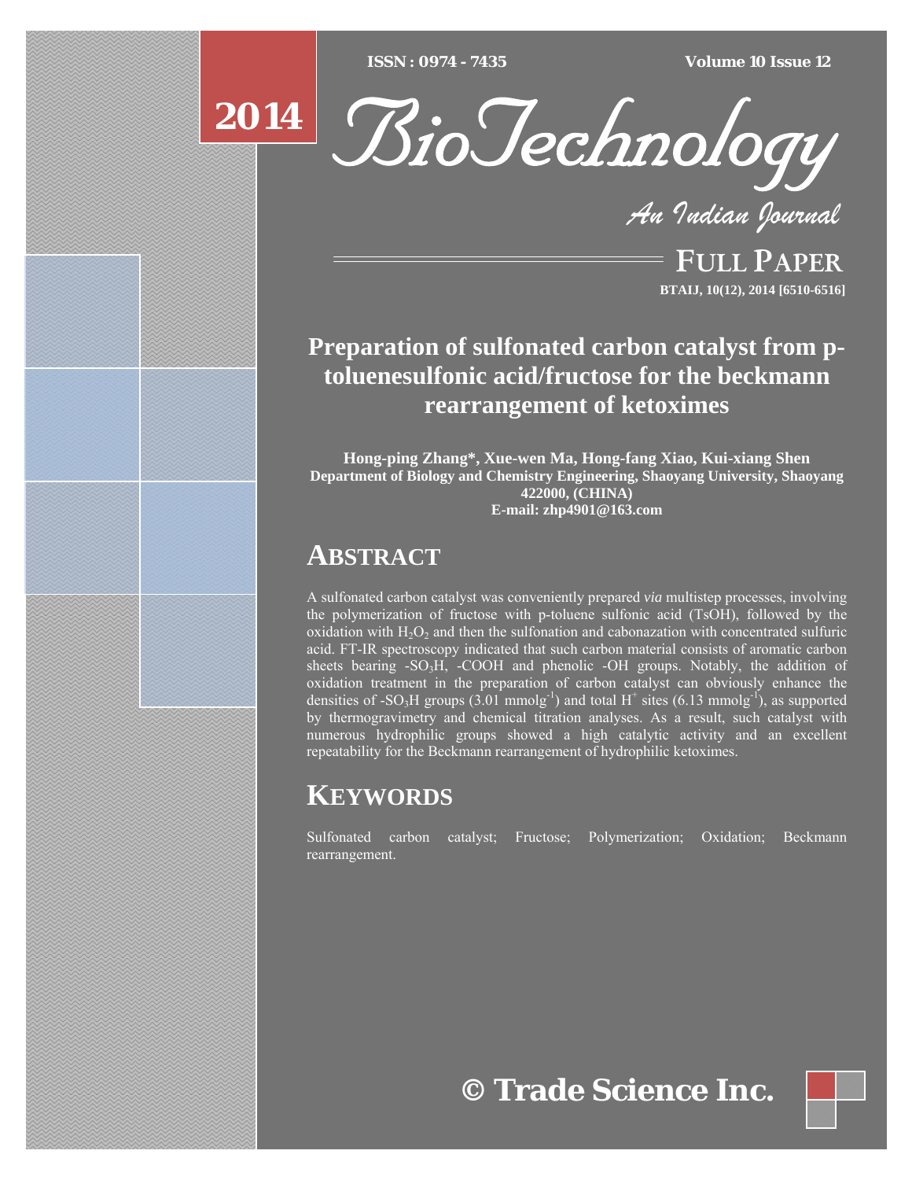ISSN : 0974 - 7435 Volume 10 Issue 12

2014

# BioTechnology

An Indian Journal

FULL PAPER

BTAIJ, 10(12), 2014 [6510-6516]

# Preparation of sulfonated carbon catalyst from p-toluenesulfonic acid/fructose for the beckmann rearrangement of ketoximes

**Hong-ping Zhang*, Xue-wen Ma, Hong-fang Xiao, Kui-xiang Shen**
**Department of Biology and Chemistry Engineering, Shaoyang University, Shaoyang 422000, (CHINA)**
**E-mail: zhp4901@163.com**

## ABSTRACT

A sulfonated carbon catalyst was conveniently prepared *via* multistep processes, involving the polymerization of fructose with p-toluene sulfonic acid (TsOH), followed by the oxidation with $H_2O_2$ and then the sulfonation and cabonazation with concentrated sulfuric acid. FT-IR spectroscopy indicated that such carbon material consists of aromatic carbon sheets bearing $-SO_3H$, -COOH and phenolic -OH groups. Notably, the addition of oxidation treatment in the preparation of carbon catalyst can obviously enhance the densities of $-SO_3H$ groups (3.01 $mmolg^{-1}$) and total $H^+$ sites (6.13 $mmolg^{-1}$), as supported by thermogravimetry and chemical titration analyses. As a result, such catalyst with numerous hydrophilic groups showed a high catalytic activity and an excellent repeatability for the Beckmann rearrangement of hydrophilic ketoximes.

## KEYWORDS

Sulfonated carbon catalyst; Fructose; Polymerization; Oxidation; Beckmann rearrangement.

© Trade Science Inc.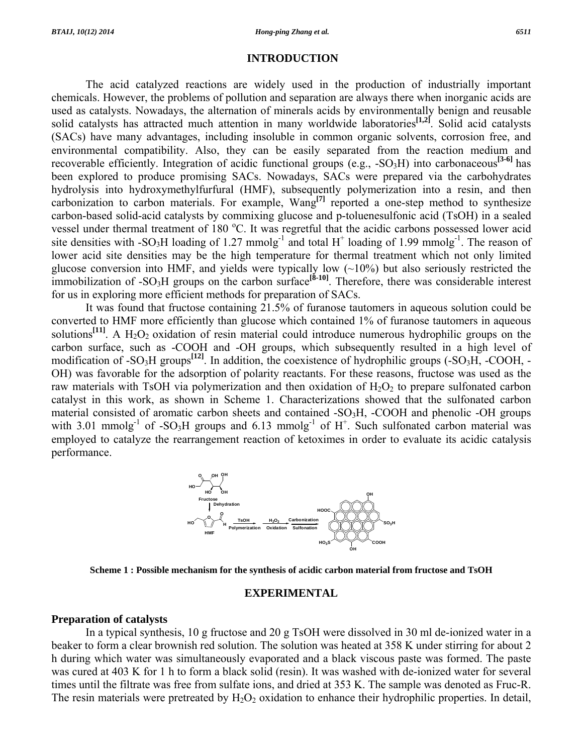## INTRODUCTION

The acid catalyzed reactions are widely used in the production of industrially important chemicals. However, the problems of pollution and separation are always there when inorganic acids are used as catalysts. Nowadays, the alternation of minerals acids by environmentally benign and reusable solid catalysts has attracted much attention in many worldwide laboratories[1,2]. Solid acid catalysts (SACs) have many advantages, including insoluble in common organic solvents, corrosion free, and environmental compatibility. Also, they can be easily separated from the reaction medium and recoverable efficiently. Integration of acidic functional groups (e.g., -$SO_3H$) into carbonaceous[3-6] has been explored to produce promising SACs. Nowadays, SACs were prepared via the carbohydrates hydrolysis into hydroxymethylfurfural (HMF), subsequently polymerization into a resin, and then carbonization to carbon materials. For example, Wang[7] reported a one-step method to synthesize carbon-based solid-acid catalysts by commixing glucose and p-toluenesulfonic acid (TsOH) in a sealed vessel under thermal treatment of 180 °C. It was regretful that the acidic carbons possessed lower acid site densities with -$SO_3H$ loading of 1.27 $mmolg^{-1}$ and total $H^+$ loading of 1.99 $mmolg^{-1}$. The reason of lower acid site densities may be the high temperature for thermal treatment which not only limited glucose conversion into HMF, and yields were typically low (~10%) but also seriously restricted the immobilization of -$SO_3H$ groups on the carbon surface[8-10]. Therefore, there was considerable interest for us in exploring more efficient methods for preparation of SACs.

It was found that fructose containing 21.5% of furanose tautomers in aqueous solution could be converted to HMF more efficiently than glucose which contained 1% of furanose tautomers in aqueous solutions[11]. A $H_2O_2$ oxidation of resin material could introduce numerous hydrophilic groups on the carbon surface, such as -COOH and -OH groups, which subsequently resulted in a high level of modification of -$SO_3H$ groups[12]. In addition, the coexistence of hydrophilic groups (-$SO_3H$, -COOH, -OH) was favorable for the adsorption of polarity reactants. For these reasons, fructose was used as the raw materials with TsOH via polymerization and then oxidation of $H_2O_2$ to prepare sulfonated carbon catalyst in this work, as shown in Scheme 1. Characterizations showed that the sulfonated carbon material consisted of aromatic carbon sheets and contained -$SO_3H$, -COOH and phenolic -OH groups with 3.01 $mmolg^{-1}$ of -$SO_3H$ groups and 6.13 $mmolg^{-1}$ of $H^+$. Such sulfonated carbon material was employed to catalyze the rearrangement reaction of ketoximes in order to evaluate its acidic catalysis performance.

**Scheme 1 : Possible mechanism for the synthesis of acidic carbon material from fructose and TsOH**

## EXPERIMENTAL

### Preparation of catalysts

In a typical synthesis, 10 g fructose and 20 g TsOH were dissolved in 30 ml de-ionized water in a beaker to form a clear brownish red solution. The solution was heated at 358 K under stirring for about 2 h during which water was simultaneously evaporated and a black viscous paste was formed. The paste was cured at 403 K for 1 h to form a black solid (resin). It was washed with de-ionized water for several times until the filtrate was free from sulfate ions, and dried at 353 K. The sample was denoted as Fruc-R. The resin materials were pretreated by $H_2O_2$ oxidation to enhance their hydrophilic properties. In detail,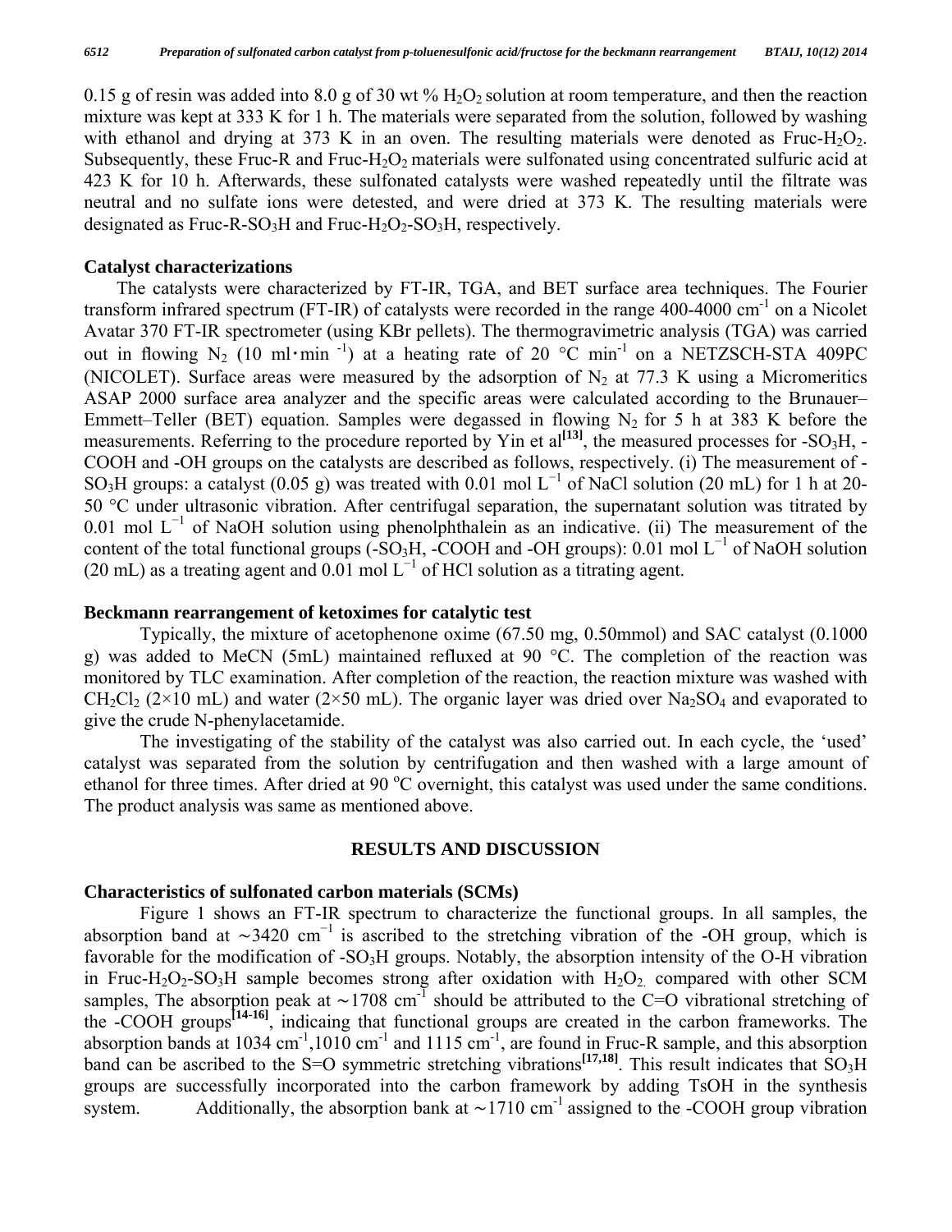0.15 g of resin was added into 8.0 g of 30 wt % $H_2O_2$ solution at room temperature, and then the reaction mixture was kept at 333 K for 1 h. The materials were separated from the solution, followed by washing with ethanol and drying at 373 K in an oven. The resulting materials were denoted as Fruc-$H_2O_2$. Subsequently, these Fruc-R and Fruc-$H_2O_2$ materials were sulfonated using concentrated sulfuric acid at 423 K for 10 h. Afterwards, these sulfonated catalysts were washed repeatedly until the filtrate was neutral and no sulfate ions were detested, and were dried at 373 K. The resulting materials were designated as Fruc-R-$SO_3H$ and Fruc-$H_2O_2$-$SO_3H$, respectively.

### Catalyst characterizations

The catalysts were characterized by FT-IR, TGA, and BET surface area techniques. The Fourier transform infrared spectrum (FT-IR) of catalysts were recorded in the range 400-4000 $cm^{-1}$ on a Nicolet Avatar 370 FT-IR spectrometer (using KBr pellets). The thermogravimetric analysis (TGA) was carried out in flowing $N_2$ (10 ml·min $^{-1}$) at a heating rate of 20 °C $min^{-1}$ on a NETZSCH-STA 409PC (NICOLET). Surface areas were measured by the adsorption of $N_2$ at 77.3 K using a Micromeritics ASAP 2000 surface area analyzer and the specific areas were calculated according to the Brunauer–Emmett–Teller (BET) equation. Samples were degassed in flowing $N_2$ for 5 h at 383 K before the measurements. Referring to the procedure reported by Yin et al[13], the measured processes for -$SO_3H$, -COOH and -OH groups on the catalysts are described as follows, respectively. (i) The measurement of -$SO_3H$ groups: a catalyst (0.05 g) was treated with 0.01 mol $L^{-1}$ of NaCl solution (20 mL) for 1 h at 20-50 °C under ultrasonic vibration. After centrifugal separation, the supernatant solution was titrated by 0.01 mol $L^{-1}$ of NaOH solution using phenolphthalein as an indicative. (ii) The measurement of the content of the total functional groups (-$SO_3H$, -COOH and -OH groups): 0.01 mol $L^{-1}$ of NaOH solution (20 mL) as a treating agent and 0.01 mol $L^{-1}$ of HCl solution as a titrating agent.

### Beckmann rearrangement of ketoximes for catalytic test

Typically, the mixture of acetophenone oxime (67.50 mg, 0.50mmol) and SAC catalyst (0.1000 g) was added to MeCN (5mL) maintained refluxed at 90 °C. The completion of the reaction was monitored by TLC examination. After completion of the reaction, the reaction mixture was washed with $CH_2Cl_2$ (2×10 mL) and water (2×50 mL). The organic layer was dried over $Na_2SO_4$ and evaporated to give the crude N-phenylacetamide.

The investigating of the stability of the catalyst was also carried out. In each cycle, the 'used' catalyst was separated from the solution by centrifugation and then washed with a large amount of ethanol for three times. After dried at 90 $^{o}$C overnight, this catalyst was used under the same conditions. The product analysis was same as mentioned above.

## RESULTS AND DISCUSSION

### Characteristics of sulfonated carbon materials (SCMs)

Figure 1 shows an FT-IR spectrum to characterize the functional groups. In all samples, the absorption band at ∼3420 $cm^{-1}$ is ascribed to the stretching vibration of the -OH group, which is favorable for the modification of -$SO_3H$ groups. Notably, the absorption intensity of the O-H vibration in Fruc-$H_2O_2$-$SO_3H$ sample becomes strong after oxidation with $H_2O_2$, compared with other SCM samples, The absorption peak at ∼1708 $cm^{-1}$ should be attributed to the C=O vibrational stretching of the -COOH groups[14-16], indicaing that functional groups are created in the carbon frameworks. The absorption bands at 1034 $cm^{-1}$,1010 $cm^{-1}$ and 1115 $cm^{-1}$, are found in Fruc-R sample, and this absorption band can be ascribed to the S=O symmetric stretching vibrations[17,18]. This result indicates that $SO_3H$ groups are successfully incorporated into the carbon framework by adding TsOH in the synthesis system. Additionally, the absorption bank at ∼1710 $cm^{-1}$ assigned to the -COOH group vibration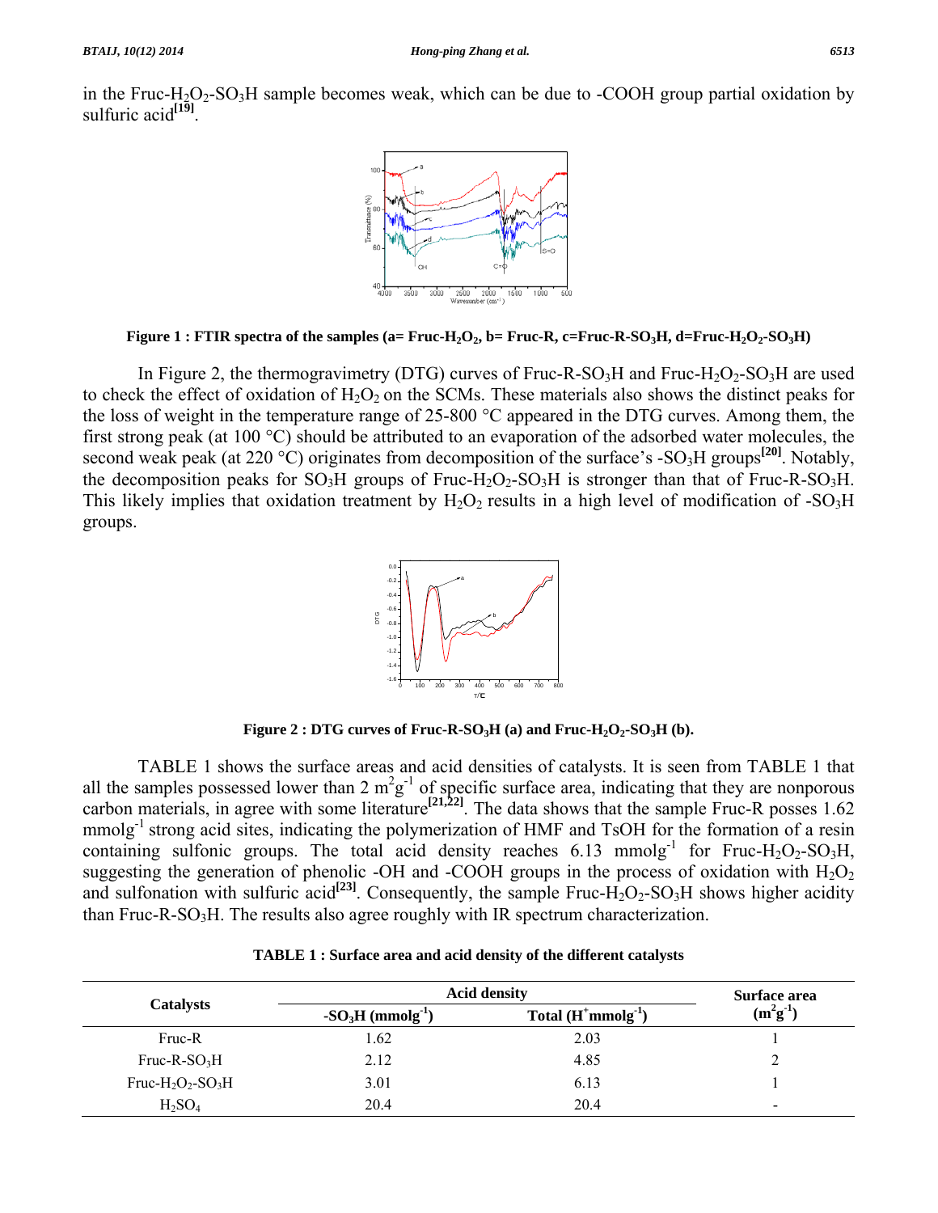in the Fruc-$H_2O_2$-$SO_3H$ sample becomes weak, which can be due to -COOH group partial oxidation by sulfuric acid[19].

**Figure 1 : FTIR spectra of the samples (a= Fruc-$H_2O_2$, b= Fruc-R, c=Fruc-R-$SO_3H$, d=Fruc-$H_2O_2$-$SO_3H$)**

In Figure 2, the thermogravimetry (DTG) curves of Fruc-R-$SO_3H$ and Fruc-$H_2O_2$-$SO_3H$ are used to check the effect of oxidation of $H_2O_2$ on the SCMs. These materials also shows the distinct peaks for the loss of weight in the temperature range of 25-800 °C appeared in the DTG curves. Among them, the first strong peak (at 100 °C) should be attributed to an evaporation of the adsorbed water molecules, the second weak peak (at 220 °C) originates from decomposition of the surface's -$SO_3H$ groups[20]. Notably, the decomposition peaks for $SO_3H$ groups of Fruc-$H_2O_2$-$SO_3H$ is stronger than that of Fruc-R-$SO_3H$. This likely implies that oxidation treatment by $H_2O_2$ results in a high level of modification of -$SO_3H$ groups.

**Figure 2 : DTG curves of Fruc-R-$SO_3H$ (a) and Fruc-$H_2O_2$-$SO_3H$ (b).**

TABLE 1 shows the surface areas and acid densities of catalysts. It is seen from TABLE 1 that all the samples possessed lower than 2 $m^2g^{-1}$ of specific surface area, indicating that they are nonporous carbon materials, in agree with some literature[21,22]. The data shows that the sample Fruc-R posses 1.62 $mmolg^{-1}$ strong acid sites, indicating the polymerization of HMF and TsOH for the formation of a resin containing sulfonic groups. The total acid density reaches 6.13 $mmolg^{-1}$ for Fruc-$H_2O_2$-$SO_3H$, suggesting the generation of phenolic -OH and -COOH groups in the process of oxidation with $H_2O_2$ and sulfonation with sulfuric acid[23]. Consequently, the sample Fruc-$H_2O_2$-$SO_3H$ shows higher acidity than Fruc-R-$SO_3H$. The results also agree roughly with IR spectrum characterization.

**TABLE 1 : Surface area and acid density of the different catalysts**

| Catalysts | Acid density | | Surface area ($m^2g^{-1}$) |
|---|---|---|---|
| | -$SO_3H$ ($mmolg^{-1}$) | Total ($H^+mmolg^{-1}$) | |
| Fruc-R | 1.62 | 2.03 | 1 |
| Fruc-R-$SO_3H$ | 2.12 | 4.85 | 2 |
| Fruc-$H_2O_2$-$SO_3H$ | 3.01 | 6.13 | 1 |
| $H_2SO_4$ | 20.4 | 20.4 | - |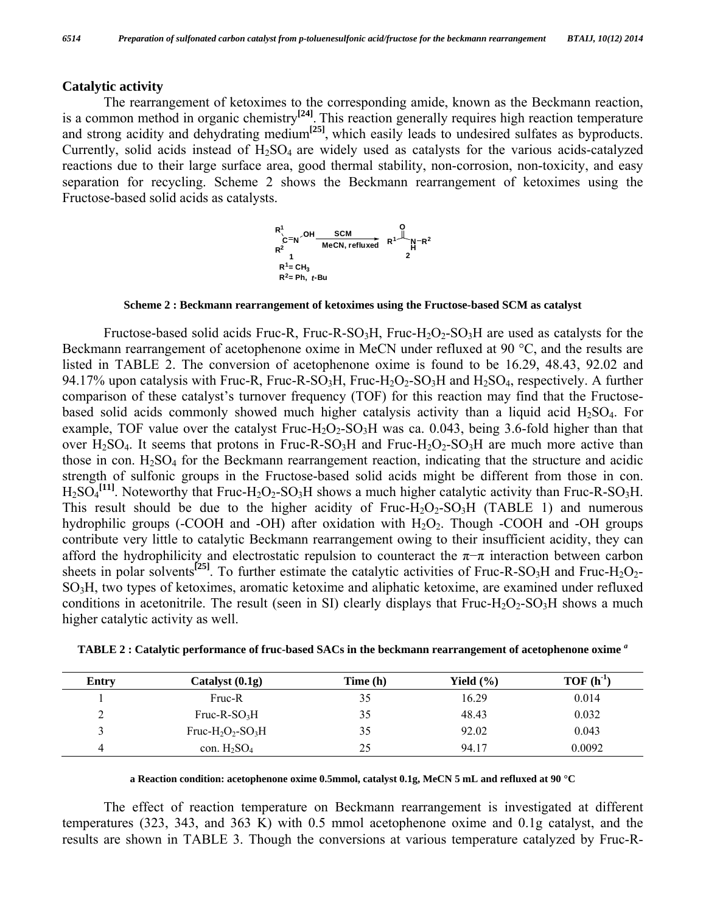## Catalytic activity

The rearrangement of ketoximes to the corresponding amide, known as the Beckmann reaction, is a common method in organic chemistry[24]. This reaction generally requires high reaction temperature and strong acidity and dehydrating medium[25], which easily leads to undesired sulfates as byproducts. Currently, solid acids instead of $H_2SO_4$ are widely used as catalysts for the various acids-catalyzed reactions due to their large surface area, good thermal stability, non-corrosion, non-toxicity, and easy separation for recycling. Scheme 2 shows the Beckmann rearrangement of ketoximes using the Fructose-based solid acids as catalysts.

$$R^1R^2C{=}N{-}OH \xrightarrow[\text{MeCN, refluxed}]{\text{SCM}} R^1C(O)NHR^2$$

1 → 2; $R^1 = CH_3$; $R^2 = $ Ph, *t*-Bu

**Scheme 2 : Beckmann rearrangement of ketoximes using the Fructose-based SCM as catalyst**

Fructose-based solid acids Fruc-R, Fruc-R-$SO_3H$, Fruc-$H_2O_2$-$SO_3H$ are used as catalysts for the Beckmann rearrangement of acetophenone oxime in MeCN under refluxed at 90 °C, and the results are listed in TABLE 2. The conversion of acetophenone oxime is found to be 16.29, 48.43, 92.02 and 94.17% upon catalysis with Fruc-R, Fruc-R-$SO_3H$, Fruc-$H_2O_2$-$SO_3H$ and $H_2SO_4$, respectively. A further comparison of these catalyst's turnover frequency (TOF) for this reaction may find that the Fructose-based solid acids commonly showed much higher catalysis activity than a liquid acid $H_2SO_4$. For example, TOF value over the catalyst Fruc-$H_2O_2$-$SO_3H$ was ca. 0.043, being 3.6-fold higher than that over $H_2SO_4$. It seems that protons in Fruc-R-$SO_3H$ and Fruc-$H_2O_2$-$SO_3H$ are much more active than those in con. $H_2SO_4$ for the Beckmann rearrangement reaction, indicating that the structure and acidic strength of sulfonic groups in the Fructose-based solid acids might be different from those in con. $H_2SO_4$[11]. Noteworthy that Fruc-$H_2O_2$-$SO_3H$ shows a much higher catalytic activity than Fruc-R-$SO_3H$. This result should be due to the higher acidity of Fruc-$H_2O_2$-$SO_3H$ (TABLE 1) and numerous hydrophilic groups (-COOH and -OH) after oxidation with $H_2O_2$. Though -COOH and -OH groups contribute very little to catalytic Beckmann rearrangement owing to their insufficient acidity, they can afford the hydrophilicity and electrostatic repulsion to counteract the π−π interaction between carbon sheets in polar solvents[25]. To further estimate the catalytic activities of Fruc-R-$SO_3H$ and Fruc-$H_2O_2$-$SO_3H$, two types of ketoximes, aromatic ketoxime and aliphatic ketoxime, are examined under refluxed conditions in acetonitrile. The result (seen in SI) clearly displays that Fruc-$H_2O_2$-$SO_3H$ shows a much higher catalytic activity as well.

**TABLE 2 : Catalytic performance of fruc-based SACs in the beckmann rearrangement of acetophenone oxime [a]**

| Entry | Catalyst (0.1g) | Time (h) | Yield (%) | TOF ($h^{-1}$) |
|---|---|---|---|---|
| 1 | Fruc-R | 35 | 16.29 | 0.014 |
| 2 | Fruc-R-$SO_3H$ | 35 | 48.43 | 0.032 |
| 3 | Fruc-$H_2O_2$-$SO_3H$ | 35 | 92.02 | 0.043 |
| 4 | con. $H_2SO_4$ | 25 | 94.17 | 0.0092 |

**a Reaction condition: acetophenone oxime 0.5mmol, catalyst 0.1g, MeCN 5 mL and refluxed at 90 °C**

The effect of reaction temperature on Beckmann rearrangement is investigated at different temperatures (323, 343, and 363 K) with 0.5 mmol acetophenone oxime and 0.1g catalyst, and the results are shown in TABLE 3. Though the conversions at various temperature catalyzed by Fruc-R-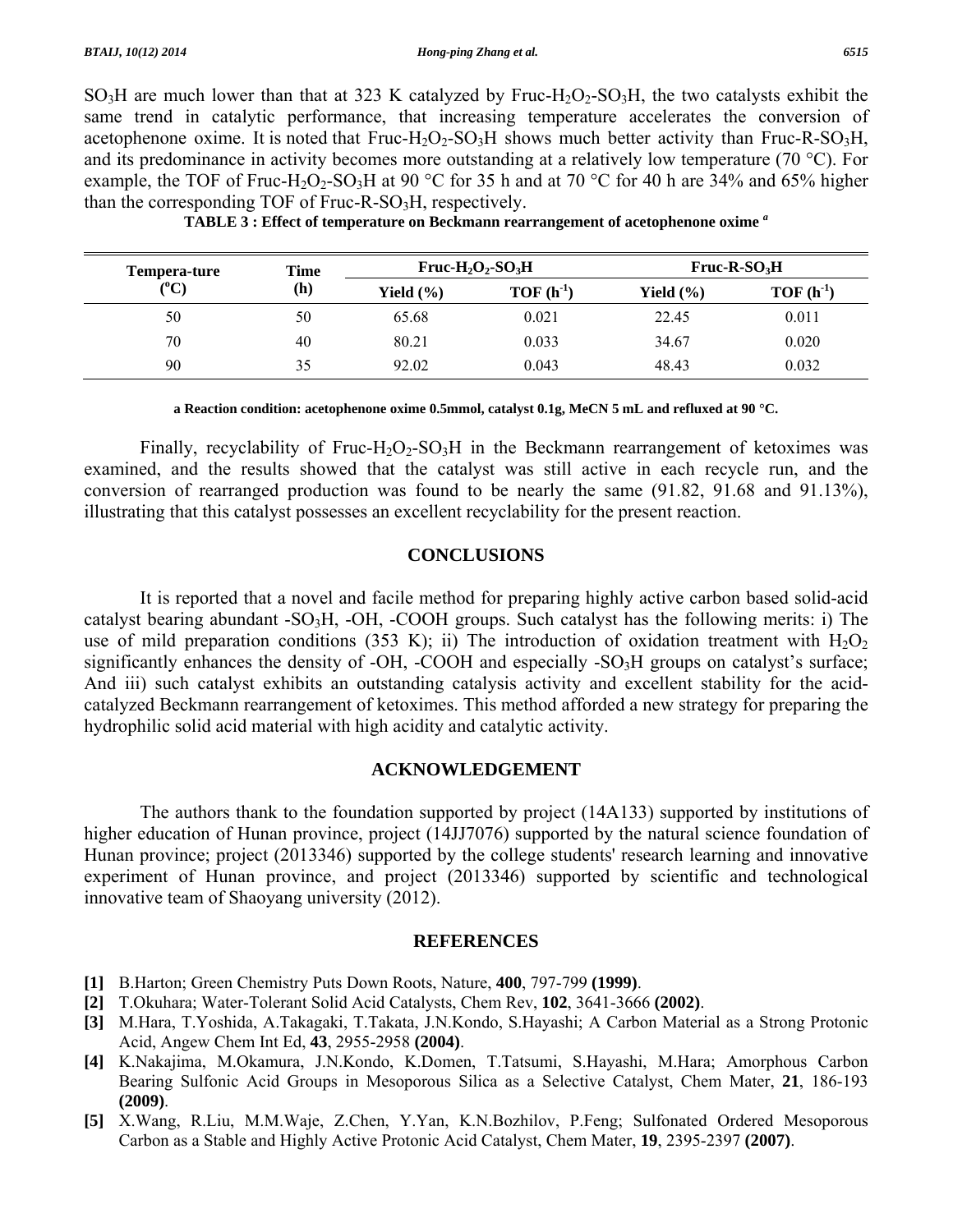$SO_3H$ are much lower than that at 323 K catalyzed by Fruc-$H_2O_2$-$SO_3H$, the two catalysts exhibit the same trend in catalytic performance, that increasing temperature accelerates the conversion of acetophenone oxime. It is noted that Fruc-$H_2O_2$-$SO_3H$ shows much better activity than Fruc-R-$SO_3H$, and its predominance in activity becomes more outstanding at a relatively low temperature (70 °C). For example, the TOF of Fruc-$H_2O_2$-$SO_3H$ at 90 °C for 35 h and at 70 °C for 40 h are 34% and 65% higher than the corresponding TOF of Fruc-R-$SO_3H$, respectively.

**TABLE 3 : Effect of temperature on Beckmann rearrangement of acetophenone oxime [a]**

| Tempera-ture (°C) | Time (h) | Fruc-$H_2O_2$-$SO_3H$ | | Fruc-R-$SO_3H$ | |
|---|---|---|---|---|---|
| | | Yield (%) | TOF ($h^{-1}$) | Yield (%) | TOF ($h^{-1}$) |
| 50 | 50 | 65.68 | 0.021 | 22.45 | 0.011 |
| 70 | 40 | 80.21 | 0.033 | 34.67 | 0.020 |
| 90 | 35 | 92.02 | 0.043 | 48.43 | 0.032 |

**a Reaction condition: acetophenone oxime 0.5mmol, catalyst 0.1g, MeCN 5 mL and refluxed at 90 °C.**

Finally, recyclability of Fruc-$H_2O_2$-$SO_3H$ in the Beckmann rearrangement of ketoximes was examined, and the results showed that the catalyst was still active in each recycle run, and the conversion of rearranged production was found to be nearly the same (91.82, 91.68 and 91.13%), illustrating that this catalyst possesses an excellent recyclability for the present reaction.

## CONCLUSIONS

It is reported that a novel and facile method for preparing highly active carbon based solid-acid catalyst bearing abundant -$SO_3H$, -OH, -COOH groups. Such catalyst has the following merits: i) The use of mild preparation conditions (353 K); ii) The introduction of oxidation treatment with $H_2O_2$ significantly enhances the density of -OH, -COOH and especially -$SO_3H$ groups on catalyst's surface; And iii) such catalyst exhibits an outstanding catalysis activity and excellent stability for the acid-catalyzed Beckmann rearrangement of ketoximes. This method afforded a new strategy for preparing the hydrophilic solid acid material with high acidity and catalytic activity.

## ACKNOWLEDGEMENT

The authors thank to the foundation supported by project (14A133) supported by institutions of higher education of Hunan province, project (14JJ7076) supported by the natural science foundation of Hunan province; project (2013346) supported by the college students' research learning and innovative experiment of Hunan province, and project (2013346) supported by scientific and technological innovative team of Shaoyang university (2012).

## REFERENCES

**[1]** B.Harton; Green Chemistry Puts Down Roots, Nature, **400**, 797-799 **(1999)**.

**[2]** T.Okuhara; Water-Tolerant Solid Acid Catalysts, Chem Rev, **102**, 3641-3666 **(2002)**.

**[3]** M.Hara, T.Yoshida, A.Takagaki, T.Takata, J.N.Kondo, S.Hayashi; A Carbon Material as a Strong Protonic Acid, Angew Chem Int Ed, **43**, 2955-2958 **(2004)**.

**[4]** K.Nakajima, M.Okamura, J.N.Kondo, K.Domen, T.Tatsumi, S.Hayashi, M.Hara; Amorphous Carbon Bearing Sulfonic Acid Groups in Mesoporous Silica as a Selective Catalyst, Chem Mater, **21**, 186-193 **(2009)**.

**[5]** X.Wang, R.Liu, M.M.Waje, Z.Chen, Y.Yan, K.N.Bozhilov, P.Feng; Sulfonated Ordered Mesoporous Carbon as a Stable and Highly Active Protonic Acid Catalyst, Chem Mater, **19**, 2395-2397 **(2007)**.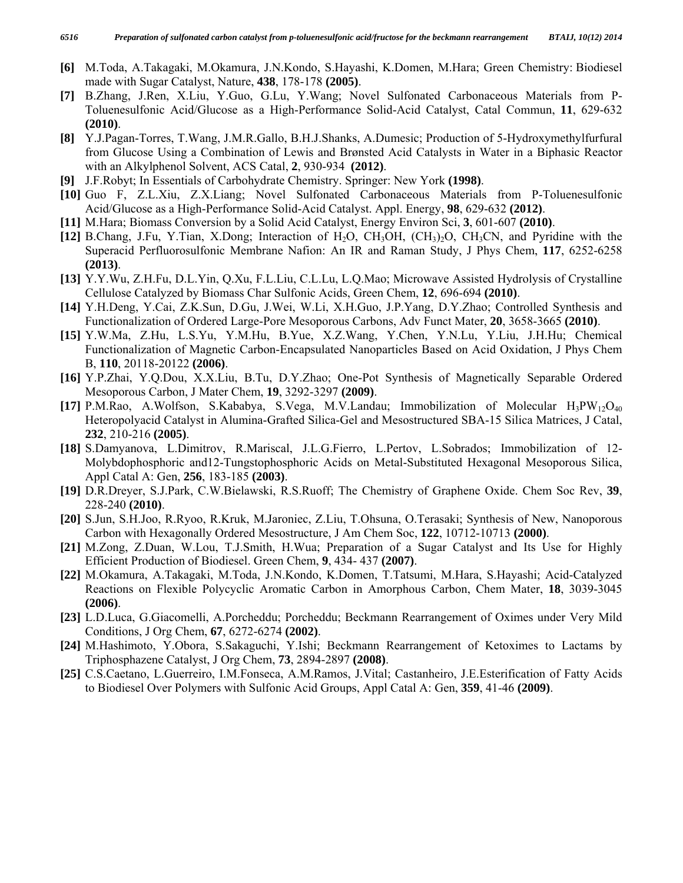**[6]** M.Toda, A.Takagaki, M.Okamura, J.N.Kondo, S.Hayashi, K.Domen, M.Hara; Green Chemistry: Biodiesel made with Sugar Catalyst, Nature, **438**, 178-178 **(2005)**.

**[7]** B.Zhang, J.Ren, X.Liu, Y.Guo, G.Lu, Y.Wang; Novel Sulfonated Carbonaceous Materials from P-Toluenesulfonic Acid/Glucose as a High-Performance Solid-Acid Catalyst, Catal Commun, **11**, 629-632 **(2010)**.

**[8]** Y.J.Pagan-Torres, T.Wang, J.M.R.Gallo, B.H.J.Shanks, A.Dumesic; Production of 5-Hydroxymethylfurfural from Glucose Using a Combination of Lewis and Brønsted Acid Catalysts in Water in a Biphasic Reactor with an Alkylphenol Solvent, ACS Catal, **2**, 930-934 **(2012)**.

**[9]** J.F.Robyt; In Essentials of Carbohydrate Chemistry. Springer: New York **(1998)**.

**[10]** Guo F, Z.L.Xiu, Z.X.Liang; Novel Sulfonated Carbonaceous Materials from P-Toluenesulfonic Acid/Glucose as a High-Performance Solid-Acid Catalyst. Appl. Energy, **98**, 629-632 **(2012)**.

**[11]** M.Hara; Biomass Conversion by a Solid Acid Catalyst, Energy Environ Sci, **3**, 601-607 **(2010)**.

**[12]** B.Chang, J.Fu, Y.Tian, X.Dong; Interaction of $H_2O$, $CH_3OH$, $(CH_3)_2O$, $CH_3CN$, and Pyridine with the Superacid Perfluorosulfonic Membrane Nafion: An IR and Raman Study, J Phys Chem, **117**, 6252-6258 **(2013)**.

**[13]** Y.Y.Wu, Z.H.Fu, D.L.Yin, Q.Xu, F.L.Liu, C.L.Lu, L.Q.Mao; Microwave Assisted Hydrolysis of Crystalline Cellulose Catalyzed by Biomass Char Sulfonic Acids, Green Chem, **12**, 696-694 **(2010)**.

**[14]** Y.H.Deng, Y.Cai, Z.K.Sun, D.Gu, J.Wei, W.Li, X.H.Guo, J.P.Yang, D.Y.Zhao; Controlled Synthesis and Functionalization of Ordered Large-Pore Mesoporous Carbons, Adv Funct Mater, **20**, 3658-3665 **(2010)**.

**[15]** Y.W.Ma, Z.Hu, L.S.Yu, Y.M.Hu, B.Yue, X.Z.Wang, Y.Chen, Y.N.Lu, Y.Liu, J.H.Hu; Chemical Functionalization of Magnetic Carbon-Encapsulated Nanoparticles Based on Acid Oxidation, J Phys Chem B, **110**, 20118-20122 **(2006)**.

**[16]** Y.P.Zhai, Y.Q.Dou, X.X.Liu, B.Tu, D.Y.Zhao; One-Pot Synthesis of Magnetically Separable Ordered Mesoporous Carbon, J Mater Chem, **19**, 3292-3297 **(2009)**.

**[17]** P.M.Rao, A.Wolfson, S.Kababya, S.Vega, M.V.Landau; Immobilization of Molecular $H_3PW_{12}O_{40}$ Heteropolyacid Catalyst in Alumina-Grafted Silica-Gel and Mesostructured SBA-15 Silica Matrices, J Catal, **232**, 210-216 **(2005)**.

**[18]** S.Damyanova, L.Dimitrov, R.Mariscal, J.L.G.Fierro, L.Pertov, L.Sobrados; Immobilization of 12-Molybdophosphoric and12-Tungstophosphoric Acids on Metal-Substituted Hexagonal Mesoporous Silica, Appl Catal A: Gen, **256**, 183-185 **(2003)**.

**[19]** D.R.Dreyer, S.J.Park, C.W.Bielawski, R.S.Ruoff; The Chemistry of Graphene Oxide. Chem Soc Rev, **39**, 228-240 **(2010)**.

**[20]** S.Jun, S.H.Joo, R.Ryoo, R.Kruk, M.Jaroniec, Z.Liu, T.Ohsuna, O.Terasaki; Synthesis of New, Nanoporous Carbon with Hexagonally Ordered Mesostructure, J Am Chem Soc, **122**, 10712-10713 **(2000)**.

**[21]** M.Zong, Z.Duan, W.Lou, T.J.Smith, H.Wua; Preparation of a Sugar Catalyst and Its Use for Highly Efficient Production of Biodiesel. Green Chem, **9**, 434- 437 **(2007)**.

**[22]** M.Okamura, A.Takagaki, M.Toda, J.N.Kondo, K.Domen, T.Tatsumi, M.Hara, S.Hayashi; Acid-Catalyzed Reactions on Flexible Polycyclic Aromatic Carbon in Amorphous Carbon, Chem Mater, **18**, 3039-3045 **(2006)**.

**[23]** L.D.Luca, G.Giacomelli, A.Porcheddu; Porcheddu; Beckmann Rearrangement of Oximes under Very Mild Conditions, J Org Chem, **67**, 6272-6274 **(2002)**.

**[24]** M.Hashimoto, Y.Obora, S.Sakaguchi, Y.Ishi; Beckmann Rearrangement of Ketoximes to Lactams by Triphosphazene Catalyst, J Org Chem, **73**, 2894-2897 **(2008)**.

**[25]** C.S.Caetano, L.Guerreiro, I.M.Fonseca, A.M.Ramos, J.Vital; Castanheiro, J.E.Esterification of Fatty Acids to Biodiesel Over Polymers with Sulfonic Acid Groups, Appl Catal A: Gen, **359**, 41-46 **(2009)**.